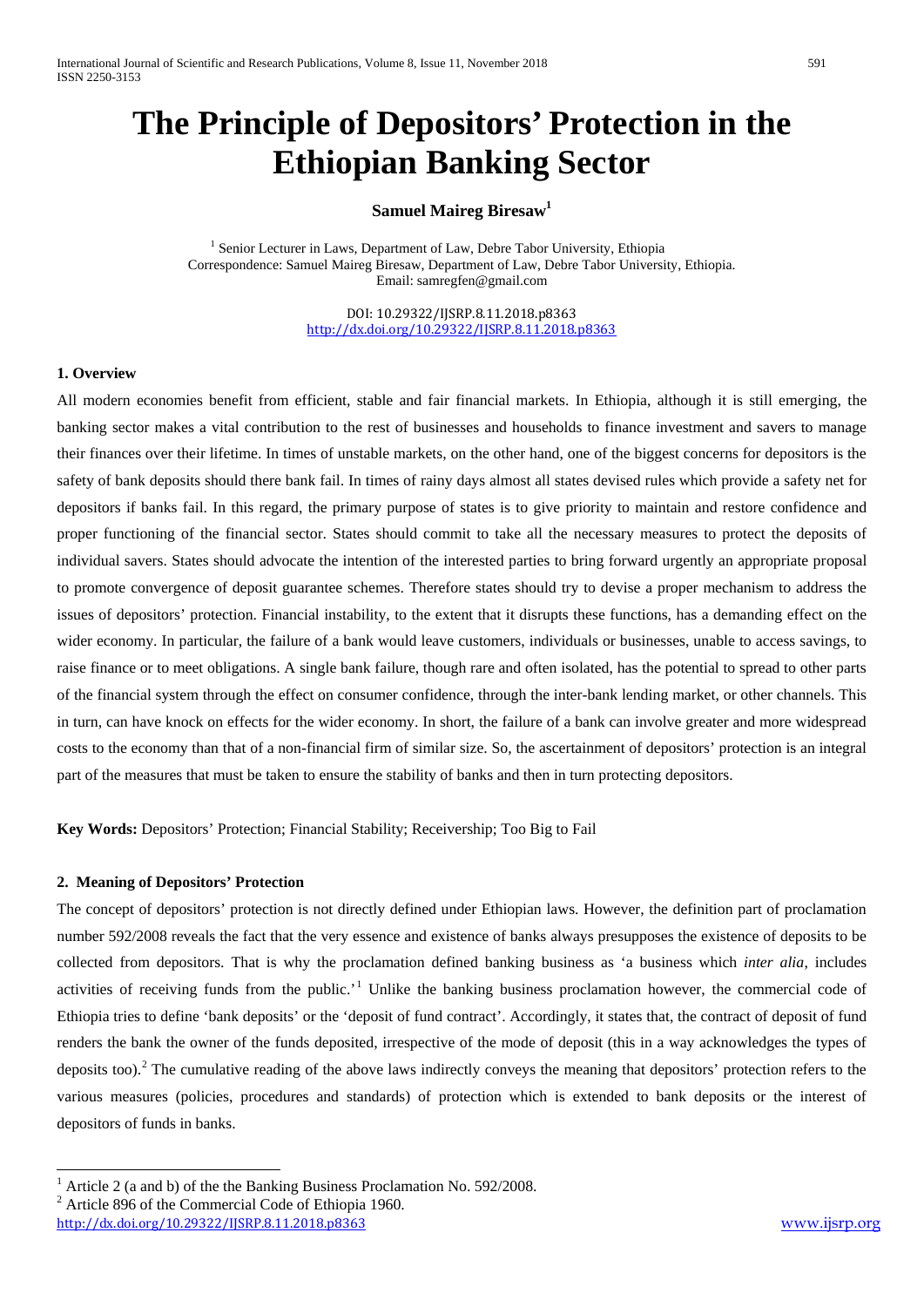# The Principle of Depositors' Protection in the Ethiopian Banking Sector

**Samuel Maireg Biresaw**[1]

[1] Senior Lecturer in Laws, Department of Law, Debre Tabor University, Ethiopia
Correspondence: Samuel Maireg Biresaw, Department of Law, Debre Tabor University, Ethiopia.
Email: samregfen@gmail.com

DOI: 10.29322/IJSRP.8.11.2018.p8363
http://dx.doi.org/10.29322/IJSRP.8.11.2018.p8363

## 1. Overview

All modern economies benefit from efficient, stable and fair financial markets. In Ethiopia, although it is still emerging, the banking sector makes a vital contribution to the rest of businesses and households to finance investment and savers to manage their finances over their lifetime. In times of unstable markets, on the other hand, one of the biggest concerns for depositors is the safety of bank deposits should there bank fail. In times of rainy days almost all states devised rules which provide a safety net for depositors if banks fail. In this regard, the primary purpose of states is to give priority to maintain and restore confidence and proper functioning of the financial sector. States should commit to take all the necessary measures to protect the deposits of individual savers. States should advocate the intention of the interested parties to bring forward urgently an appropriate proposal to promote convergence of deposit guarantee schemes. Therefore states should try to devise a proper mechanism to address the issues of depositors' protection. Financial instability, to the extent that it disrupts these functions, has a demanding effect on the wider economy. In particular, the failure of a bank would leave customers, individuals or businesses, unable to access savings, to raise finance or to meet obligations. A single bank failure, though rare and often isolated, has the potential to spread to other parts of the financial system through the effect on consumer confidence, through the inter-bank lending market, or other channels. This in turn, can have knock on effects for the wider economy. In short, the failure of a bank can involve greater and more widespread costs to the economy than that of a non-financial firm of similar size. So, the ascertainment of depositors' protection is an integral part of the measures that must be taken to ensure the stability of banks and then in turn protecting depositors.

**Key Words:** Depositors' Protection; Financial Stability; Receivership; Too Big to Fail

## 2. Meaning of Depositors' Protection

The concept of depositors' protection is not directly defined under Ethiopian laws. However, the definition part of proclamation number 592/2008 reveals the fact that the very essence and existence of banks always presupposes the existence of deposits to be collected from depositors. That is why the proclamation defined banking business as 'a business which *inter alia*, includes activities of receiving funds from the public.'[1] Unlike the banking business proclamation however, the commercial code of Ethiopia tries to define 'bank deposits' or the 'deposit of fund contract'. Accordingly, it states that, the contract of deposit of fund renders the bank the owner of the funds deposited, irrespective of the mode of deposit (this in a way acknowledges the types of deposits too).[2] The cumulative reading of the above laws indirectly conveys the meaning that depositors' protection refers to the various measures (policies, procedures and standards) of protection which is extended to bank deposits or the interest of depositors of funds in banks.

---

[1] Article 2 (a and b) of the the Banking Business Proclamation No. 592/2008.

[2] Article 896 of the Commercial Code of Ethiopia 1960.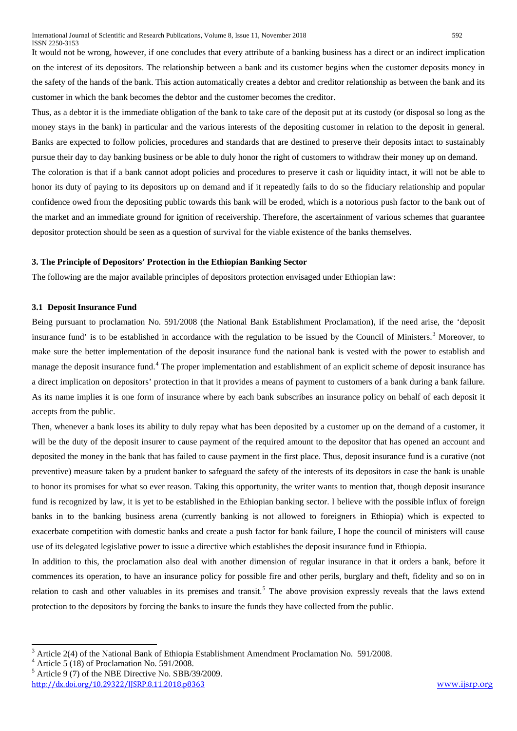It would not be wrong, however, if one concludes that every attribute of a banking business has a direct or an indirect implication on the interest of its depositors. The relationship between a bank and its customer begins when the customer deposits money in the safety of the hands of the bank. This action automatically creates a debtor and creditor relationship as between the bank and its customer in which the bank becomes the debtor and the customer becomes the creditor.

Thus, as a debtor it is the immediate obligation of the bank to take care of the deposit put at its custody (or disposal so long as the money stays in the bank) in particular and the various interests of the depositing customer in relation to the deposit in general. Banks are expected to follow policies, procedures and standards that are destined to preserve their deposits intact to sustainably pursue their day to day banking business or be able to duly honor the right of customers to withdraw their money up on demand.

The coloration is that if a bank cannot adopt policies and procedures to preserve it cash or liquidity intact, it will not be able to honor its duty of paying to its depositors up on demand and if it repeatedly fails to do so the fiduciary relationship and popular confidence owed from the depositing public towards this bank will be eroded, which is a notorious push factor to the bank out of the market and an immediate ground for ignition of receivership. Therefore, the ascertainment of various schemes that guarantee depositor protection should be seen as a question of survival for the viable existence of the banks themselves.

## 3. The Principle of Depositors' Protection in the Ethiopian Banking Sector

The following are the major available principles of depositors protection envisaged under Ethiopian law:

### 3.1 Deposit Insurance Fund

Being pursuant to proclamation No. 591/2008 (the National Bank Establishment Proclamation), if the need arise, the 'deposit insurance fund' is to be established in accordance with the regulation to be issued by the Council of Ministers.[3] Moreover, to make sure the better implementation of the deposit insurance fund the national bank is vested with the power to establish and manage the deposit insurance fund.[4] The proper implementation and establishment of an explicit scheme of deposit insurance has a direct implication on depositors' protection in that it provides a means of payment to customers of a bank during a bank failure. As its name implies it is one form of insurance where by each bank subscribes an insurance policy on behalf of each deposit it accepts from the public.

Then, whenever a bank loses its ability to duly repay what has been deposited by a customer up on the demand of a customer, it will be the duty of the deposit insurer to cause payment of the required amount to the depositor that has opened an account and deposited the money in the bank that has failed to cause payment in the first place. Thus, deposit insurance fund is a curative (not preventive) measure taken by a prudent banker to safeguard the safety of the interests of its depositors in case the bank is unable to honor its promises for what so ever reason. Taking this opportunity, the writer wants to mention that, though deposit insurance fund is recognized by law, it is yet to be established in the Ethiopian banking sector. I believe with the possible influx of foreign banks in to the banking business arena (currently banking is not allowed to foreigners in Ethiopia) which is expected to exacerbate competition with domestic banks and create a push factor for bank failure, I hope the council of ministers will cause use of its delegated legislative power to issue a directive which establishes the deposit insurance fund in Ethiopia.

In addition to this, the proclamation also deal with another dimension of regular insurance in that it orders a bank, before it commences its operation, to have an insurance policy for possible fire and other perils, burglary and theft, fidelity and so on in relation to cash and other valuables in its premises and transit.[5] The above provision expressly reveals that the laws extend protection to the depositors by forcing the banks to insure the funds they have collected from the public.

---

[3] Article 2(4) of the National Bank of Ethiopia Establishment Amendment Proclamation No. 591/2008.

[4] Article 5 (18) of Proclamation No. 591/2008.

[5] Article 9 (7) of the NBE Directive No. SBB/39/2009.

http://dx.doi.org/10.29322/IJSRP.8.11.2018.p8363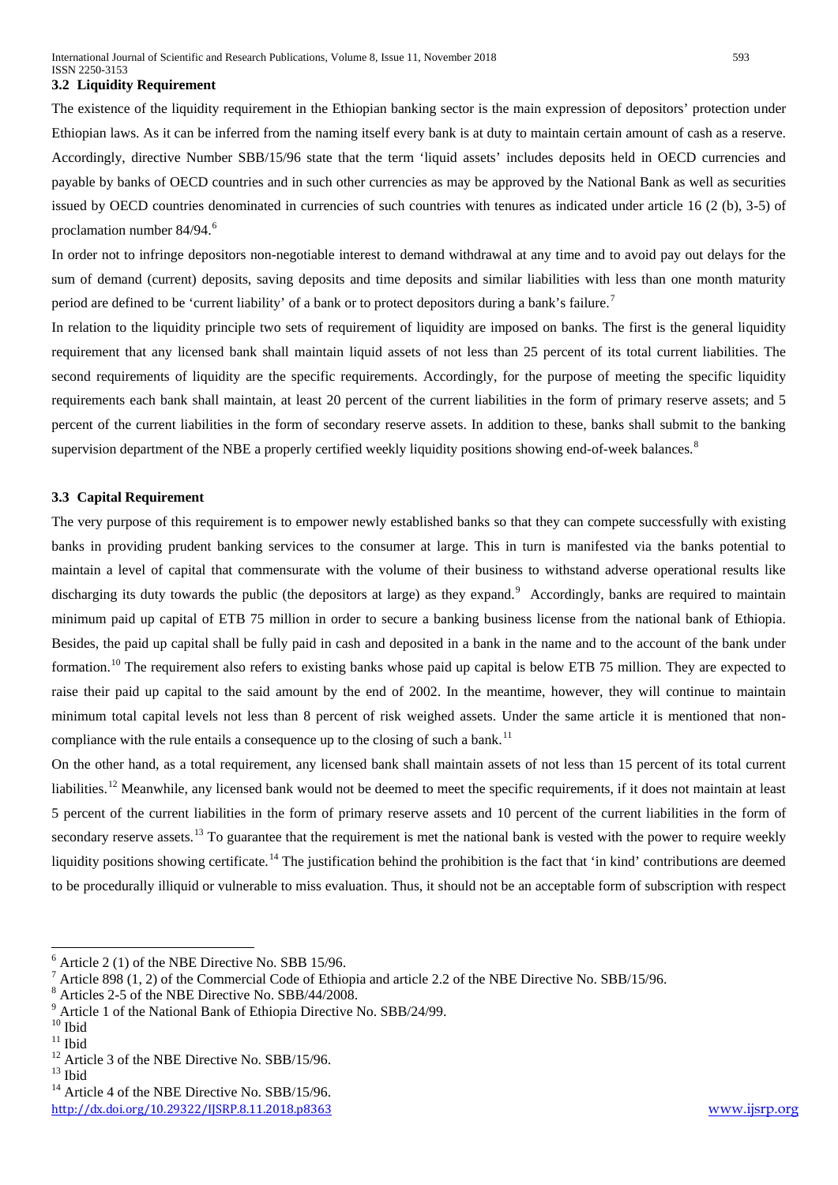### 3.2 Liquidity Requirement

The existence of the liquidity requirement in the Ethiopian banking sector is the main expression of depositors' protection under Ethiopian laws. As it can be inferred from the naming itself every bank is at duty to maintain certain amount of cash as a reserve. Accordingly, directive Number SBB/15/96 state that the term 'liquid assets' includes deposits held in OECD currencies and payable by banks of OECD countries and in such other currencies as may be approved by the National Bank as well as securities issued by OECD countries denominated in currencies of such countries with tenures as indicated under article 16 (2 (b), 3-5) of proclamation number 84/94.[6]

In order not to infringe depositors non-negotiable interest to demand withdrawal at any time and to avoid pay out delays for the sum of demand (current) deposits, saving deposits and time deposits and similar liabilities with less than one month maturity period are defined to be 'current liability' of a bank or to protect depositors during a bank's failure.[7]

In relation to the liquidity principle two sets of requirement of liquidity are imposed on banks. The first is the general liquidity requirement that any licensed bank shall maintain liquid assets of not less than 25 percent of its total current liabilities. The second requirements of liquidity are the specific requirements. Accordingly, for the purpose of meeting the specific liquidity requirements each bank shall maintain, at least 20 percent of the current liabilities in the form of primary reserve assets; and 5 percent of the current liabilities in the form of secondary reserve assets. In addition to these, banks shall submit to the banking supervision department of the NBE a properly certified weekly liquidity positions showing end-of-week balances.[8]

### 3.3 Capital Requirement

The very purpose of this requirement is to empower newly established banks so that they can compete successfully with existing banks in providing prudent banking services to the consumer at large. This in turn is manifested via the banks potential to maintain a level of capital that commensurate with the volume of their business to withstand adverse operational results like discharging its duty towards the public (the depositors at large) as they expand.[9] Accordingly, banks are required to maintain minimum paid up capital of ETB 75 million in order to secure a banking business license from the national bank of Ethiopia. Besides, the paid up capital shall be fully paid in cash and deposited in a bank in the name and to the account of the bank under formation.[10] The requirement also refers to existing banks whose paid up capital is below ETB 75 million. They are expected to raise their paid up capital to the said amount by the end of 2002. In the meantime, however, they will continue to maintain minimum total capital levels not less than 8 percent of risk weighed assets. Under the same article it is mentioned that non-compliance with the rule entails a consequence up to the closing of such a bank.[11]

On the other hand, as a total requirement, any licensed bank shall maintain assets of not less than 15 percent of its total current liabilities.[12] Meanwhile, any licensed bank would not be deemed to meet the specific requirements, if it does not maintain at least 5 percent of the current liabilities in the form of primary reserve assets and 10 percent of the current liabilities in the form of secondary reserve assets.[13] To guarantee that the requirement is met the national bank is vested with the power to require weekly liquidity positions showing certificate.[14] The justification behind the prohibition is the fact that 'in kind' contributions are deemed to be procedurally illiquid or vulnerable to miss evaluation. Thus, it should not be an acceptable form of subscription with respect

---

[6] Article 2 (1) of the NBE Directive No. SBB 15/96.

[7] Article 898 (1, 2) of the Commercial Code of Ethiopia and article 2.2 of the NBE Directive No. SBB/15/96.

[8] Articles 2-5 of the NBE Directive No. SBB/44/2008.

[9] Article 1 of the National Bank of Ethiopia Directive No. SBB/24/99.

[10] Ibid

[11] Ibid

[12] Article 3 of the NBE Directive No. SBB/15/96.

[13] Ibid

[14] Article 4 of the NBE Directive No. SBB/15/96.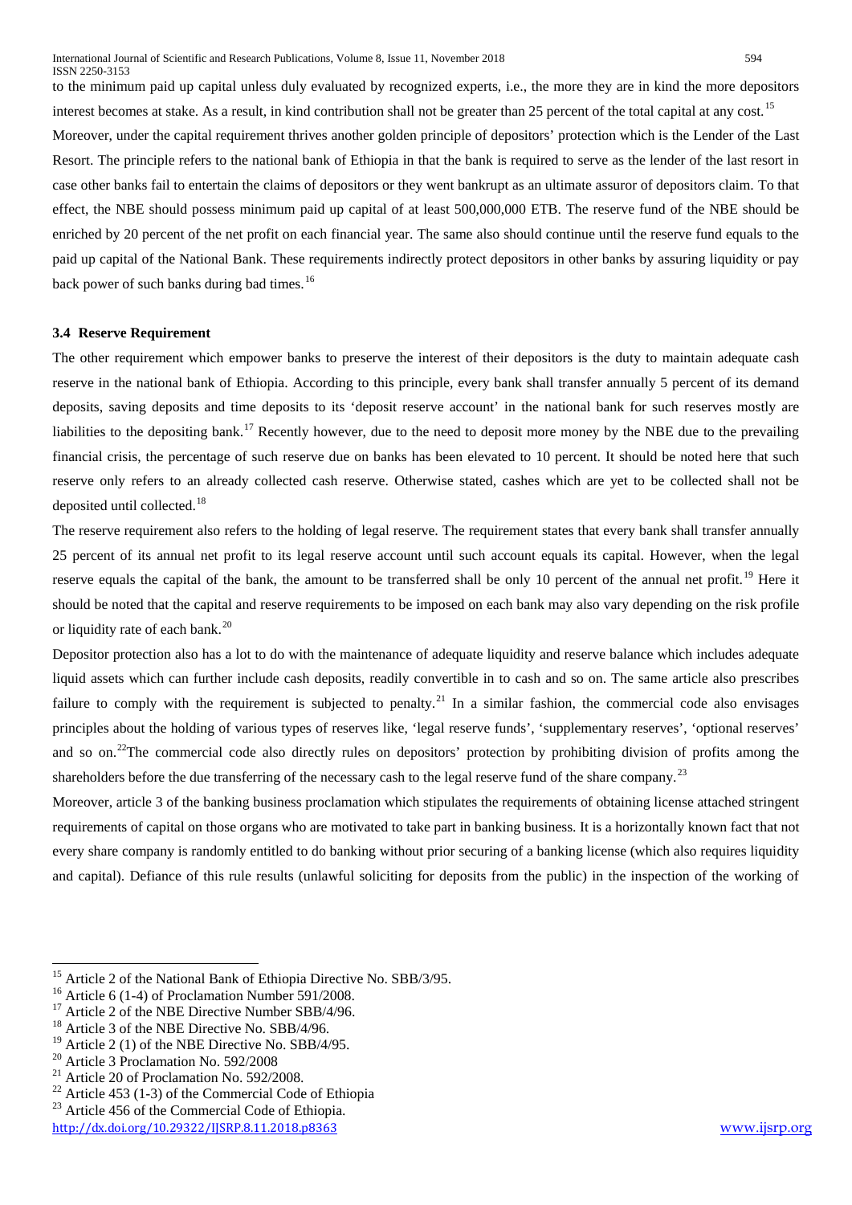to the minimum paid up capital unless duly evaluated by recognized experts, i.e., the more they are in kind the more depositors interest becomes at stake. As a result, in kind contribution shall not be greater than 25 percent of the total capital at any cost.[15]

Moreover, under the capital requirement thrives another golden principle of depositors' protection which is the Lender of the Last Resort. The principle refers to the national bank of Ethiopia in that the bank is required to serve as the lender of the last resort in case other banks fail to entertain the claims of depositors or they went bankrupt as an ultimate assuror of depositors claim. To that effect, the NBE should possess minimum paid up capital of at least 500,000,000 ETB. The reserve fund of the NBE should be enriched by 20 percent of the net profit on each financial year. The same also should continue until the reserve fund equals to the paid up capital of the National Bank. These requirements indirectly protect depositors in other banks by assuring liquidity or pay back power of such banks during bad times.[16]

### 3.4 Reserve Requirement

The other requirement which empower banks to preserve the interest of their depositors is the duty to maintain adequate cash reserve in the national bank of Ethiopia. According to this principle, every bank shall transfer annually 5 percent of its demand deposits, saving deposits and time deposits to its 'deposit reserve account' in the national bank for such reserves mostly are liabilities to the depositing bank.[17] Recently however, due to the need to deposit more money by the NBE due to the prevailing financial crisis, the percentage of such reserve due on banks has been elevated to 10 percent. It should be noted here that such reserve only refers to an already collected cash reserve. Otherwise stated, cashes which are yet to be collected shall not be deposited until collected.[18]

The reserve requirement also refers to the holding of legal reserve. The requirement states that every bank shall transfer annually 25 percent of its annual net profit to its legal reserve account until such account equals its capital. However, when the legal reserve equals the capital of the bank, the amount to be transferred shall be only 10 percent of the annual net profit.[19] Here it should be noted that the capital and reserve requirements to be imposed on each bank may also vary depending on the risk profile or liquidity rate of each bank.[20]

Depositor protection also has a lot to do with the maintenance of adequate liquidity and reserve balance which includes adequate liquid assets which can further include cash deposits, readily convertible in to cash and so on. The same article also prescribes failure to comply with the requirement is subjected to penalty.[21] In a similar fashion, the commercial code also envisages principles about the holding of various types of reserves like, 'legal reserve funds', 'supplementary reserves', 'optional reserves' and so on.[22]The commercial code also directly rules on depositors' protection by prohibiting division of profits among the shareholders before the due transferring of the necessary cash to the legal reserve fund of the share company.[23]

Moreover, article 3 of the banking business proclamation which stipulates the requirements of obtaining license attached stringent requirements of capital on those organs who are motivated to take part in banking business. It is a horizontally known fact that not every share company is randomly entitled to do banking without prior securing of a banking license (which also requires liquidity and capital). Defiance of this rule results (unlawful soliciting for deposits from the public) in the inspection of the working of

---

[15] Article 2 of the National Bank of Ethiopia Directive No. SBB/3/95.

[16] Article 6 (1-4) of Proclamation Number 591/2008.

[17] Article 2 of the NBE Directive Number SBB/4/96.

[18] Article 3 of the NBE Directive No. SBB/4/96.

[19] Article 2 (1) of the NBE Directive No. SBB/4/95.

[20] Article 3 Proclamation No. 592/2008

[21] Article 20 of Proclamation No. 592/2008.

[22] Article 453 (1-3) of the Commercial Code of Ethiopia

[23] Article 456 of the Commercial Code of Ethiopia.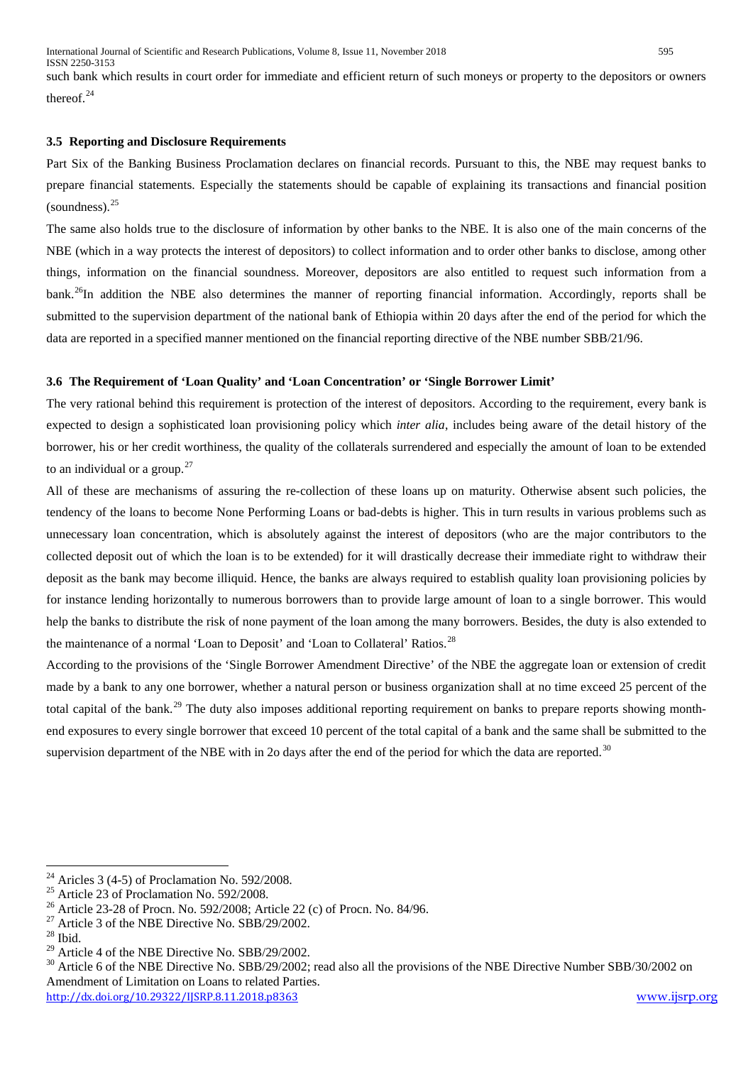such bank which results in court order for immediate and efficient return of such moneys or property to the depositors or owners thereof.[24]

### 3.5 Reporting and Disclosure Requirements

Part Six of the Banking Business Proclamation declares on financial records. Pursuant to this, the NBE may request banks to prepare financial statements. Especially the statements should be capable of explaining its transactions and financial position (soundness).[25]

The same also holds true to the disclosure of information by other banks to the NBE. It is also one of the main concerns of the NBE (which in a way protects the interest of depositors) to collect information and to order other banks to disclose, among other things, information on the financial soundness. Moreover, depositors are also entitled to request such information from a bank.[26]In addition the NBE also determines the manner of reporting financial information. Accordingly, reports shall be submitted to the supervision department of the national bank of Ethiopia within 20 days after the end of the period for which the data are reported in a specified manner mentioned on the financial reporting directive of the NBE number SBB/21/96.

### 3.6 The Requirement of 'Loan Quality' and 'Loan Concentration' or 'Single Borrower Limit'

The very rational behind this requirement is protection of the interest of depositors. According to the requirement, every bank is expected to design a sophisticated loan provisioning policy which *inter alia*, includes being aware of the detail history of the borrower, his or her credit worthiness, the quality of the collaterals surrendered and especially the amount of loan to be extended to an individual or a group.[27]

All of these are mechanisms of assuring the re-collection of these loans up on maturity. Otherwise absent such policies, the tendency of the loans to become None Performing Loans or bad-debts is higher. This in turn results in various problems such as unnecessary loan concentration, which is absolutely against the interest of depositors (who are the major contributors to the collected deposit out of which the loan is to be extended) for it will drastically decrease their immediate right to withdraw their deposit as the bank may become illiquid. Hence, the banks are always required to establish quality loan provisioning policies by for instance lending horizontally to numerous borrowers than to provide large amount of loan to a single borrower. This would help the banks to distribute the risk of none payment of the loan among the many borrowers. Besides, the duty is also extended to the maintenance of a normal 'Loan to Deposit' and 'Loan to Collateral' Ratios.[28]

According to the provisions of the 'Single Borrower Amendment Directive' of the NBE the aggregate loan or extension of credit made by a bank to any one borrower, whether a natural person or business organization shall at no time exceed 25 percent of the total capital of the bank.[29] The duty also imposes additional reporting requirement on banks to prepare reports showing month-end exposures to every single borrower that exceed 10 percent of the total capital of a bank and the same shall be submitted to the supervision department of the NBE with in 2o days after the end of the period for which the data are reported.[30]

---

[24] Aricles 3 (4-5) of Proclamation No. 592/2008.

[25] Article 23 of Proclamation No. 592/2008.

[26] Article 23-28 of Procn. No. 592/2008; Article 22 (c) of Procn. No. 84/96.

[27] Article 3 of the NBE Directive No. SBB/29/2002.

[28] Ibid.

[29] Article 4 of the NBE Directive No. SBB/29/2002.

[30] Article 6 of the NBE Directive No. SBB/29/2002; read also all the provisions of the NBE Directive Number SBB/30/2002 on Amendment of Limitation on Loans to related Parties.

http://dx.doi.org/10.29322/IJSRP.8.11.2018.p8363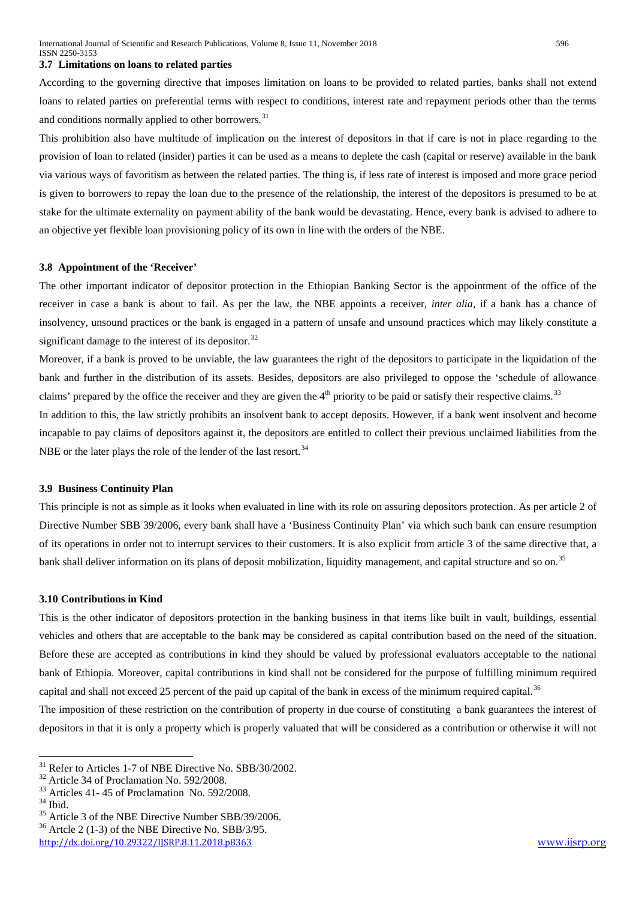### 3.7 Limitations on loans to related parties

According to the governing directive that imposes limitation on loans to be provided to related parties, banks shall not extend loans to related parties on preferential terms with respect to conditions, interest rate and repayment periods other than the terms and conditions normally applied to other borrowers.[31]

This prohibition also have multitude of implication on the interest of depositors in that if care is not in place regarding to the provision of loan to related (insider) parties it can be used as a means to deplete the cash (capital or reserve) available in the bank via various ways of favoritism as between the related parties. The thing is, if less rate of interest is imposed and more grace period is given to borrowers to repay the loan due to the presence of the relationship, the interest of the depositors is presumed to be at stake for the ultimate externality on payment ability of the bank would be devastating. Hence, every bank is advised to adhere to an objective yet flexible loan provisioning policy of its own in line with the orders of the NBE.

### 3.8 Appointment of the 'Receiver'

The other important indicator of depositor protection in the Ethiopian Banking Sector is the appointment of the office of the receiver in case a bank is about to fail. As per the law, the NBE appoints a receiver, *inter alia*, if a bank has a chance of insolvency, unsound practices or the bank is engaged in a pattern of unsafe and unsound practices which may likely constitute a significant damage to the interest of its depositor.[32]

Moreover, if a bank is proved to be unviable, the law guarantees the right of the depositors to participate in the liquidation of the bank and further in the distribution of its assets. Besides, depositors are also privileged to oppose the 'schedule of allowance claims' prepared by the office the receiver and they are given the 4th priority to be paid or satisfy their respective claims.[33]

In addition to this, the law strictly prohibits an insolvent bank to accept deposits. However, if a bank went insolvent and become incapable to pay claims of depositors against it, the depositors are entitled to collect their previous unclaimed liabilities from the NBE or the later plays the role of the lender of the last resort.[34]

### 3.9 Business Continuity Plan

This principle is not as simple as it looks when evaluated in line with its role on assuring depositors protection. As per article 2 of Directive Number SBB 39/2006, every bank shall have a 'Business Continuity Plan' via which such bank can ensure resumption of its operations in order not to interrupt services to their customers. It is also explicit from article 3 of the same directive that, a bank shall deliver information on its plans of deposit mobilization, liquidity management, and capital structure and so on.[35]

### 3.10 Contributions in Kind

This is the other indicator of depositors protection in the banking business in that items like built in vault, buildings, essential vehicles and others that are acceptable to the bank may be considered as capital contribution based on the need of the situation. Before these are accepted as contributions in kind they should be valued by professional evaluators acceptable to the national bank of Ethiopia. Moreover, capital contributions in kind shall not be considered for the purpose of fulfilling minimum required capital and shall not exceed 25 percent of the paid up capital of the bank in excess of the minimum required capital.[36]

The imposition of these restriction on the contribution of property in due course of constituting a bank guarantees the interest of depositors in that it is only a property which is properly valuated that will be considered as a contribution or otherwise it will not

---

[31] Refer to Articles 1-7 of NBE Directive No. SBB/30/2002.

[32] Article 34 of Proclamation No. 592/2008.

[33] Articles 41- 45 of Proclamation No. 592/2008.

[34] Ibid.

[35] Article 3 of the NBE Directive Number SBB/39/2006.

[36] Artcle 2 (1-3) of the NBE Directive No. SBB/3/95.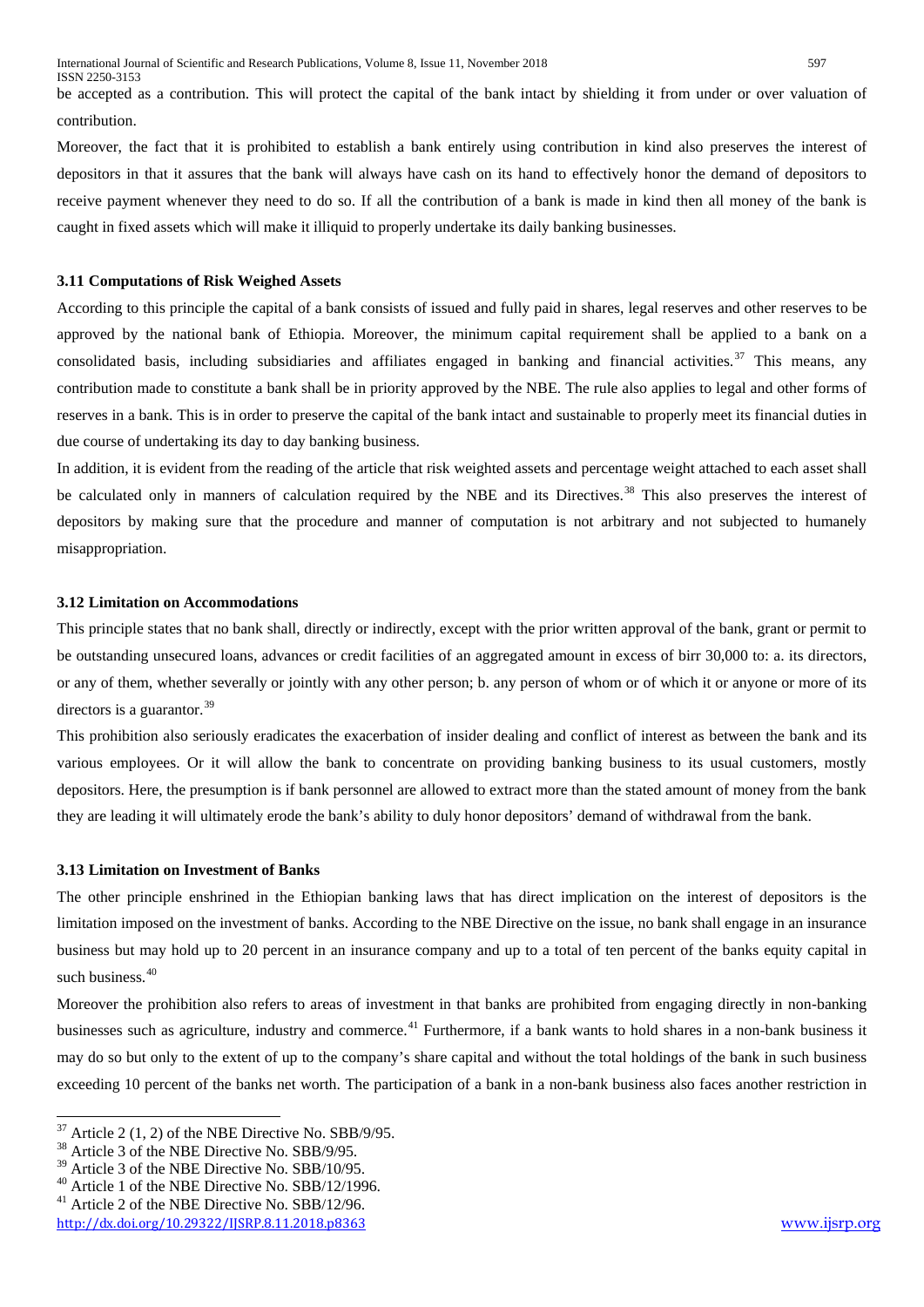be accepted as a contribution. This will protect the capital of the bank intact by shielding it from under or over valuation of contribution.

Moreover, the fact that it is prohibited to establish a bank entirely using contribution in kind also preserves the interest of depositors in that it assures that the bank will always have cash on its hand to effectively honor the demand of depositors to receive payment whenever they need to do so. If all the contribution of a bank is made in kind then all money of the bank is caught in fixed assets which will make it illiquid to properly undertake its daily banking businesses.

### 3.11 Computations of Risk Weighed Assets

According to this principle the capital of a bank consists of issued and fully paid in shares, legal reserves and other reserves to be approved by the national bank of Ethiopia. Moreover, the minimum capital requirement shall be applied to a bank on a consolidated basis, including subsidiaries and affiliates engaged in banking and financial activities.[37] This means, any contribution made to constitute a bank shall be in priority approved by the NBE. The rule also applies to legal and other forms of reserves in a bank. This is in order to preserve the capital of the bank intact and sustainable to properly meet its financial duties in due course of undertaking its day to day banking business.

In addition, it is evident from the reading of the article that risk weighted assets and percentage weight attached to each asset shall be calculated only in manners of calculation required by the NBE and its Directives.[38] This also preserves the interest of depositors by making sure that the procedure and manner of computation is not arbitrary and not subjected to humanely misappropriation.

### 3.12 Limitation on Accommodations

This principle states that no bank shall, directly or indirectly, except with the prior written approval of the bank, grant or permit to be outstanding unsecured loans, advances or credit facilities of an aggregated amount in excess of birr 30,000 to: a. its directors, or any of them, whether severally or jointly with any other person; b. any person of whom or of which it or anyone or more of its directors is a guarantor.[39]

This prohibition also seriously eradicates the exacerbation of insider dealing and conflict of interest as between the bank and its various employees. Or it will allow the bank to concentrate on providing banking business to its usual customers, mostly depositors. Here, the presumption is if bank personnel are allowed to extract more than the stated amount of money from the bank they are leading it will ultimately erode the bank's ability to duly honor depositors' demand of withdrawal from the bank.

### 3.13 Limitation on Investment of Banks

The other principle enshrined in the Ethiopian banking laws that has direct implication on the interest of depositors is the limitation imposed on the investment of banks. According to the NBE Directive on the issue, no bank shall engage in an insurance business but may hold up to 20 percent in an insurance company and up to a total of ten percent of the banks equity capital in such business.[40]

Moreover the prohibition also refers to areas of investment in that banks are prohibited from engaging directly in non-banking businesses such as agriculture, industry and commerce.[41] Furthermore, if a bank wants to hold shares in a non-bank business it may do so but only to the extent of up to the company's share capital and without the total holdings of the bank in such business exceeding 10 percent of the banks net worth. The participation of a bank in a non-bank business also faces another restriction in

---

[37] Article 2 (1, 2) of the NBE Directive No. SBB/9/95.

[38] Article 3 of the NBE Directive No. SBB/9/95.

[39] Article 3 of the NBE Directive No. SBB/10/95.

[40] Article 1 of the NBE Directive No. SBB/12/1996.

[41] Article 2 of the NBE Directive No. SBB/12/96.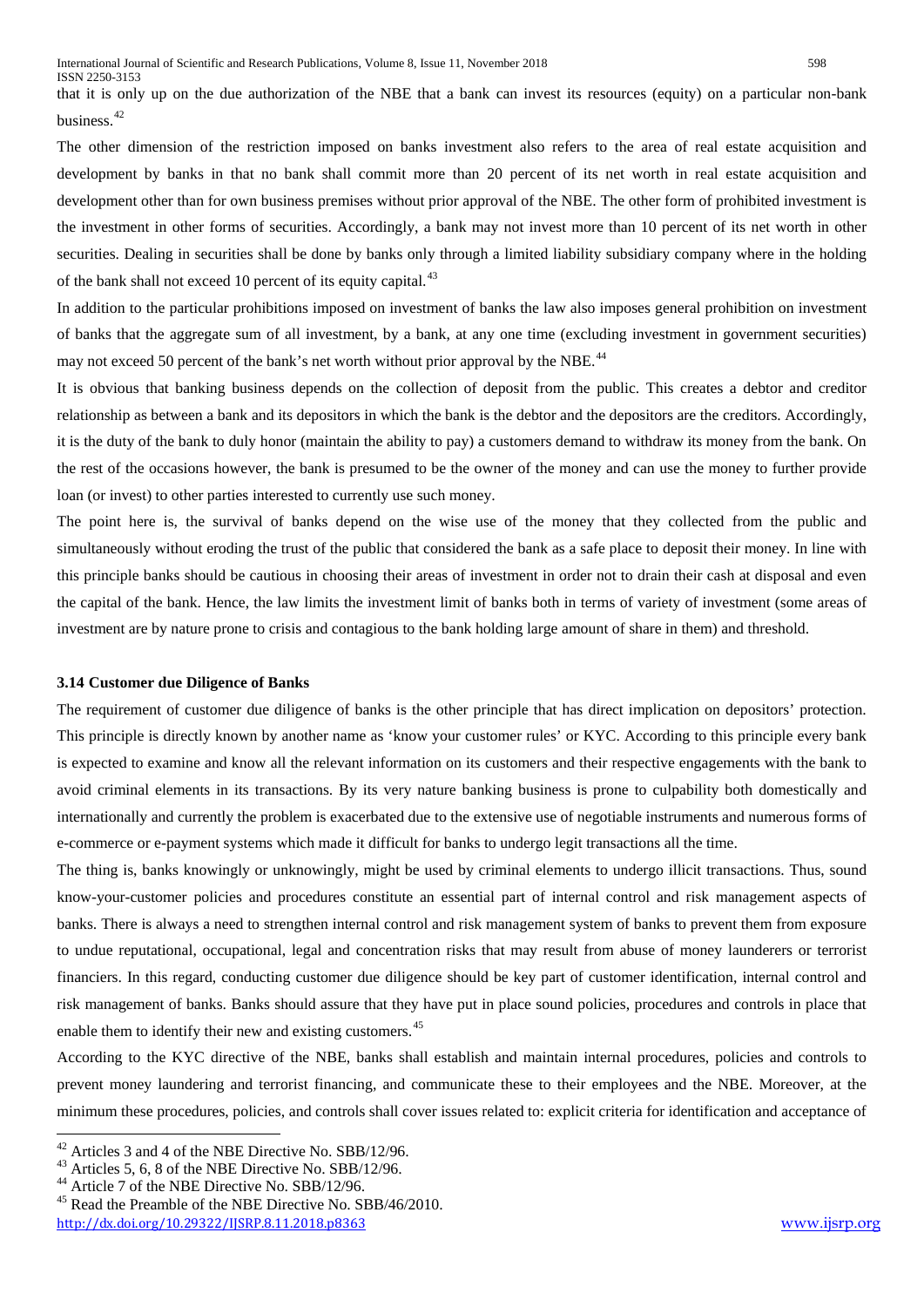that it is only up on the due authorization of the NBE that a bank can invest its resources (equity) on a particular non-bank business.[42]

The other dimension of the restriction imposed on banks investment also refers to the area of real estate acquisition and development by banks in that no bank shall commit more than 20 percent of its net worth in real estate acquisition and development other than for own business premises without prior approval of the NBE. The other form of prohibited investment is the investment in other forms of securities. Accordingly, a bank may not invest more than 10 percent of its net worth in other securities. Dealing in securities shall be done by banks only through a limited liability subsidiary company where in the holding of the bank shall not exceed 10 percent of its equity capital.[43]

In addition to the particular prohibitions imposed on investment of banks the law also imposes general prohibition on investment of banks that the aggregate sum of all investment, by a bank, at any one time (excluding investment in government securities) may not exceed 50 percent of the bank's net worth without prior approval by the NBE.[44]

It is obvious that banking business depends on the collection of deposit from the public. This creates a debtor and creditor relationship as between a bank and its depositors in which the bank is the debtor and the depositors are the creditors. Accordingly, it is the duty of the bank to duly honor (maintain the ability to pay) a customers demand to withdraw its money from the bank. On the rest of the occasions however, the bank is presumed to be the owner of the money and can use the money to further provide loan (or invest) to other parties interested to currently use such money.

The point here is, the survival of banks depend on the wise use of the money that they collected from the public and simultaneously without eroding the trust of the public that considered the bank as a safe place to deposit their money. In line with this principle banks should be cautious in choosing their areas of investment in order not to drain their cash at disposal and even the capital of the bank. Hence, the law limits the investment limit of banks both in terms of variety of investment (some areas of investment are by nature prone to crisis and contagious to the bank holding large amount of share in them) and threshold.

### 3.14 Customer due Diligence of Banks

The requirement of customer due diligence of banks is the other principle that has direct implication on depositors' protection. This principle is directly known by another name as 'know your customer rules' or KYC. According to this principle every bank is expected to examine and know all the relevant information on its customers and their respective engagements with the bank to avoid criminal elements in its transactions. By its very nature banking business is prone to culpability both domestically and internationally and currently the problem is exacerbated due to the extensive use of negotiable instruments and numerous forms of e-commerce or e-payment systems which made it difficult for banks to undergo legit transactions all the time.

The thing is, banks knowingly or unknowingly, might be used by criminal elements to undergo illicit transactions. Thus, sound know-your-customer policies and procedures constitute an essential part of internal control and risk management aspects of banks. There is always a need to strengthen internal control and risk management system of banks to prevent them from exposure to undue reputational, occupational, legal and concentration risks that may result from abuse of money launderers or terrorist financiers. In this regard, conducting customer due diligence should be key part of customer identification, internal control and risk management of banks. Banks should assure that they have put in place sound policies, procedures and controls in place that enable them to identify their new and existing customers.[45]

According to the KYC directive of the NBE, banks shall establish and maintain internal procedures, policies and controls to prevent money laundering and terrorist financing, and communicate these to their employees and the NBE. Moreover, at the minimum these procedures, policies, and controls shall cover issues related to: explicit criteria for identification and acceptance of

---

[42] Articles 3 and 4 of the NBE Directive No. SBB/12/96.

[43] Articles 5, 6, 8 of the NBE Directive No. SBB/12/96.

[44] Article 7 of the NBE Directive No. SBB/12/96.

[45] Read the Preamble of the NBE Directive No. SBB/46/2010.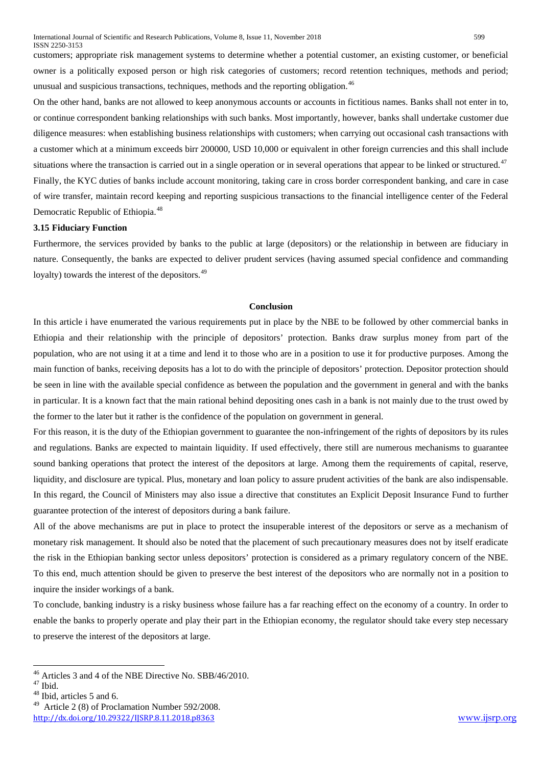customers; appropriate risk management systems to determine whether a potential customer, an existing customer, or beneficial owner is a politically exposed person or high risk categories of customers; record retention techniques, methods and period; unusual and suspicious transactions, techniques, methods and the reporting obligation.[46]

On the other hand, banks are not allowed to keep anonymous accounts or accounts in fictitious names. Banks shall not enter in to, or continue correspondent banking relationships with such banks. Most importantly, however, banks shall undertake customer due diligence measures: when establishing business relationships with customers; when carrying out occasional cash transactions with a customer which at a minimum exceeds birr 200000, USD 10,000 or equivalent in other foreign currencies and this shall include situations where the transaction is carried out in a single operation or in several operations that appear to be linked or structured.[47]

Finally, the KYC duties of banks include account monitoring, taking care in cross border correspondent banking, and care in case of wire transfer, maintain record keeping and reporting suspicious transactions to the financial intelligence center of the Federal Democratic Republic of Ethiopia.[48]

### 3.15 Fiduciary Function

Furthermore, the services provided by banks to the public at large (depositors) or the relationship in between are fiduciary in nature. Consequently, the banks are expected to deliver prudent services (having assumed special confidence and commanding loyalty) towards the interest of the depositors.[49]

## Conclusion

In this article i have enumerated the various requirements put in place by the NBE to be followed by other commercial banks in Ethiopia and their relationship with the principle of depositors' protection. Banks draw surplus money from part of the population, who are not using it at a time and lend it to those who are in a position to use it for productive purposes. Among the main function of banks, receiving deposits has a lot to do with the principle of depositors' protection. Depositor protection should be seen in line with the available special confidence as between the population and the government in general and with the banks in particular. It is a known fact that the main rational behind depositing ones cash in a bank is not mainly due to the trust owed by the former to the later but it rather is the confidence of the population on government in general.

For this reason, it is the duty of the Ethiopian government to guarantee the non-infringement of the rights of depositors by its rules and regulations. Banks are expected to maintain liquidity. If used effectively, there still are numerous mechanisms to guarantee sound banking operations that protect the interest of the depositors at large. Among them the requirements of capital, reserve, liquidity, and disclosure are typical. Plus, monetary and loan policy to assure prudent activities of the bank are also indispensable. In this regard, the Council of Ministers may also issue a directive that constitutes an Explicit Deposit Insurance Fund to further guarantee protection of the interest of depositors during a bank failure.

All of the above mechanisms are put in place to protect the insuperable interest of the depositors or serve as a mechanism of monetary risk management. It should also be noted that the placement of such precautionary measures does not by itself eradicate the risk in the Ethiopian banking sector unless depositors' protection is considered as a primary regulatory concern of the NBE. To this end, much attention should be given to preserve the best interest of the depositors who are normally not in a position to inquire the insider workings of a bank.

To conclude, banking industry is a risky business whose failure has a far reaching effect on the economy of a country. In order to enable the banks to properly operate and play their part in the Ethiopian economy, the regulator should take every step necessary to preserve the interest of the depositors at large.

---

[46] Articles 3 and 4 of the NBE Directive No. SBB/46/2010.

[47] Ibid.

[48] Ibid, articles 5 and 6.

[49] Article 2 (8) of Proclamation Number 592/2008.